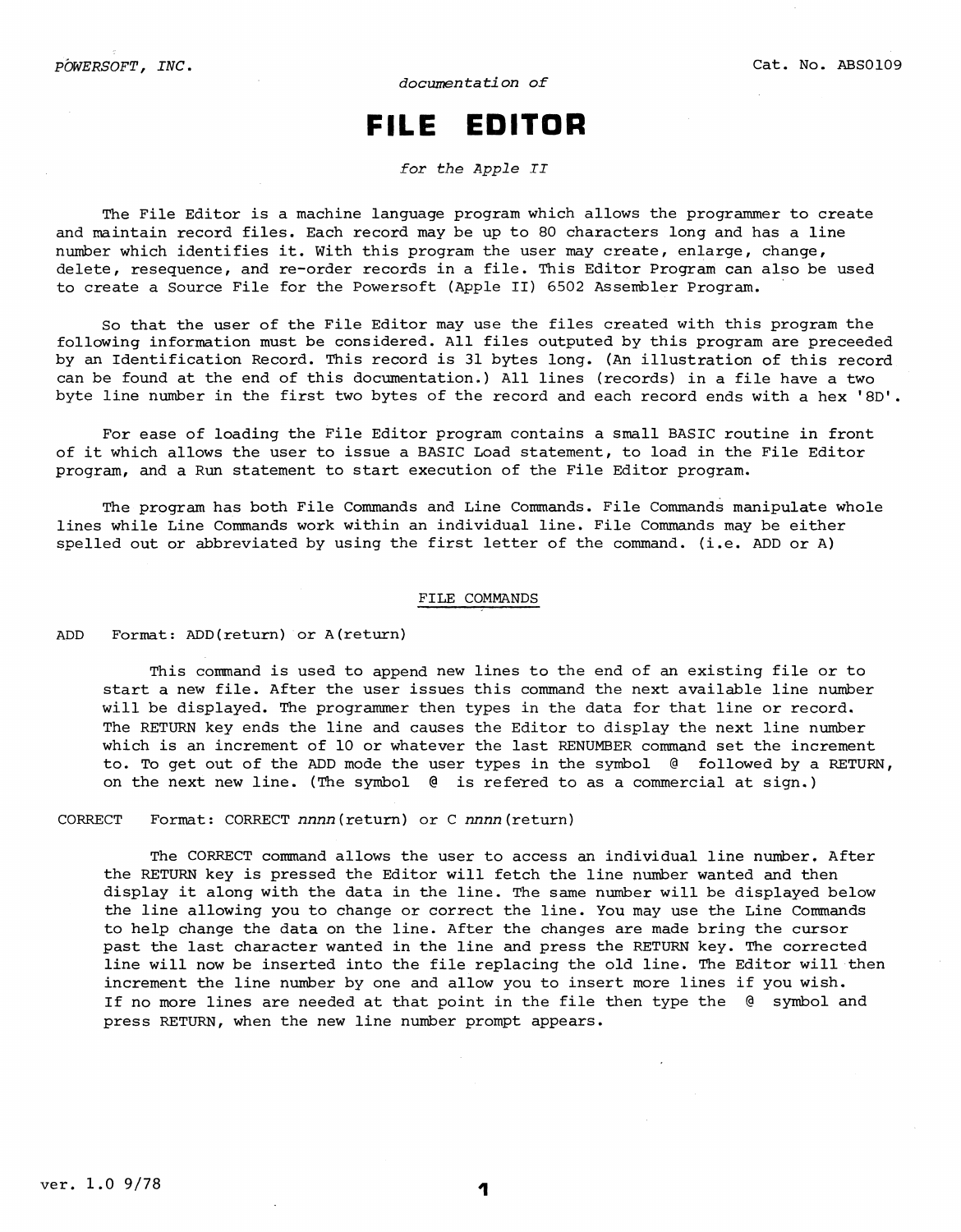POWERSOFT, INC. Cat. No. ABS0109

*documentation of*

# FILE EDITOR

*for the Apple II*

The File Editor is a machine language program which allows the programmer to create and maintain record files. Each record may be up to 80 characters long and has a line number which identifies it. With this program the user may create, enlarge, change, delete, resequence, and re-order records in a file. This Editor Program can also be used to create a Source File for the Powersoft (Apple II) 6502 Assembler Program.

So that the user of the File Editor may use the files created with this program the following information must be considered. All files outputed by this program are preceeded by an Identification Record. This record is 31 bytes long. (An illustration of this record can be found at the end of this documentation.) All lines (records) in a file have a two byte line number in the first two bytes of the record and each record ends with a hex '8D'.

For ease of loading the File Editor program contains a small BASIC routine in front of it which allows the user to issue a BASIC Load statement, to load in the File Editor program, and a Run statement to start execution of the File Editor program.

The program has both File Commands and Line Commands. File Commands manipulate whole lines while Line Commands work within an individual line. File Commands may be either spelled out or abbreviated by using the first letter of the command. (i.e. ADD or A)

## FILE COMMANDS

ADD Format: ADD(return) or A(return)

This command is used to append new lines to the end of an existing file or to start a new file. After the user issues this command the next available line number will be displayed. The programmer then types in the data for that line or record. The RETURN key ends the line and causes the Editor to display the next line number which is an increment of 10 or whatever the last RENUMBER command set the increment to. To get out of the ADD mode the user types in the symbol @ followed by a RETURN, on the next new line. (The symbol @ is refered to as a commercial at sign.)

CORRECT Format: CORRECT *nnnn*(return) or C *nnnn*(return)

The CORRECT command allows the user to access an individual line number. After the RETURN key is pressed the Editor will fetch the line number wanted and then display it along with the data in the line. The same number will be displayed below the line allowing you to change or correct the line. You may use the Line Commands to help change the data on the line. After the changes are made bring the cursor past the last character wanted in the line and press the RETURN key. The corrected line will now be inserted into the file replacing the old line. The Editor will then increment the line number by one and allow you to insert more lines if you wish. If no more lines are needed at that point in the file then type the @ symbol and press RETURN, when the new line number prompt appears.

ver. 1.0 9/78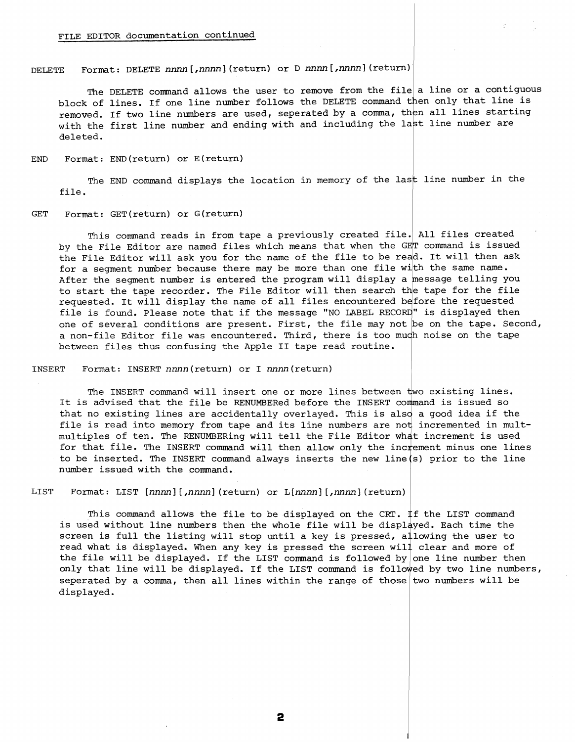FILE EDITOR documentation continued

DELETE Format: DELETE *nnnn*[,*nnnn*](return) or D *nnnn*[,*nnnn*](return)

The DELETE command allows the user to remove from the file a line or a contiguous block of lines. If one line number follows the DELETE command then only that line is removed. If two line numbers are used, seperated by a comma, then all lines starting with the first line number and ending with and including the last line number are deleted.

END Format: END(return) or E(return)

The END command displays the location in memory of the last line number in the file.

GET Format: GET(return) or G(return)

This command reads in from tape a previously created file. All files created by the File Editor are named files which means that when the GET command is issued the File Editor will ask you for the name of the file to be read. It will then ask for a segment number because there may be more than one file with the same name. After the segment number is entered the program will display a message telling you to start the tape recorder. The File Editor will then search the tape for the file requested. It will display the name of all files encountered before the requested file is found. Please note that if the message "NO LABEL RECORD" is displayed then one of several conditions are present. First, the file may not be on the tape. Second, a non-file Editor file was encountered. Third, there is too much noise on the tape between files thus confusing the Apple II tape read routine.

INSERT Format: INSERT *nnnn*(return) or I *nnnn*(return)

The INSERT command will insert one or more lines between two existing lines. It is advised that the file be RENUMBERed before the INSERT command is issued so that no existing lines are accidentally overlayed. This is also a good idea if the file is read into memory from tape and its line numbers are not incremented in mult-multiples of ten. The RENUMBERing will tell the File Editor what increment is used for that file. The INSERT command will then allow only the increment minus one lines to be inserted. The INSERT command always inserts the new line(s) prior to the line number issued with the command.

LIST Format: LIST [*nnnn*][,*nnnn*](return) or L[*nnnn*][,*nnnn*](return)

This command allows the file to be displayed on the CRT. If the LIST command is used without line numbers then the whole file will be displayed. Each time the screen is full the listing will stop until a key is pressed, allowing the user to read what is displayed. When any key is pressed the screen will clear and more of the file will be displayed. If the LIST command is followed by one line number then only that line will be displayed. If the LIST command is followed by two line numbers, seperated by a comma, then all lines within the range of those two numbers will be displayed.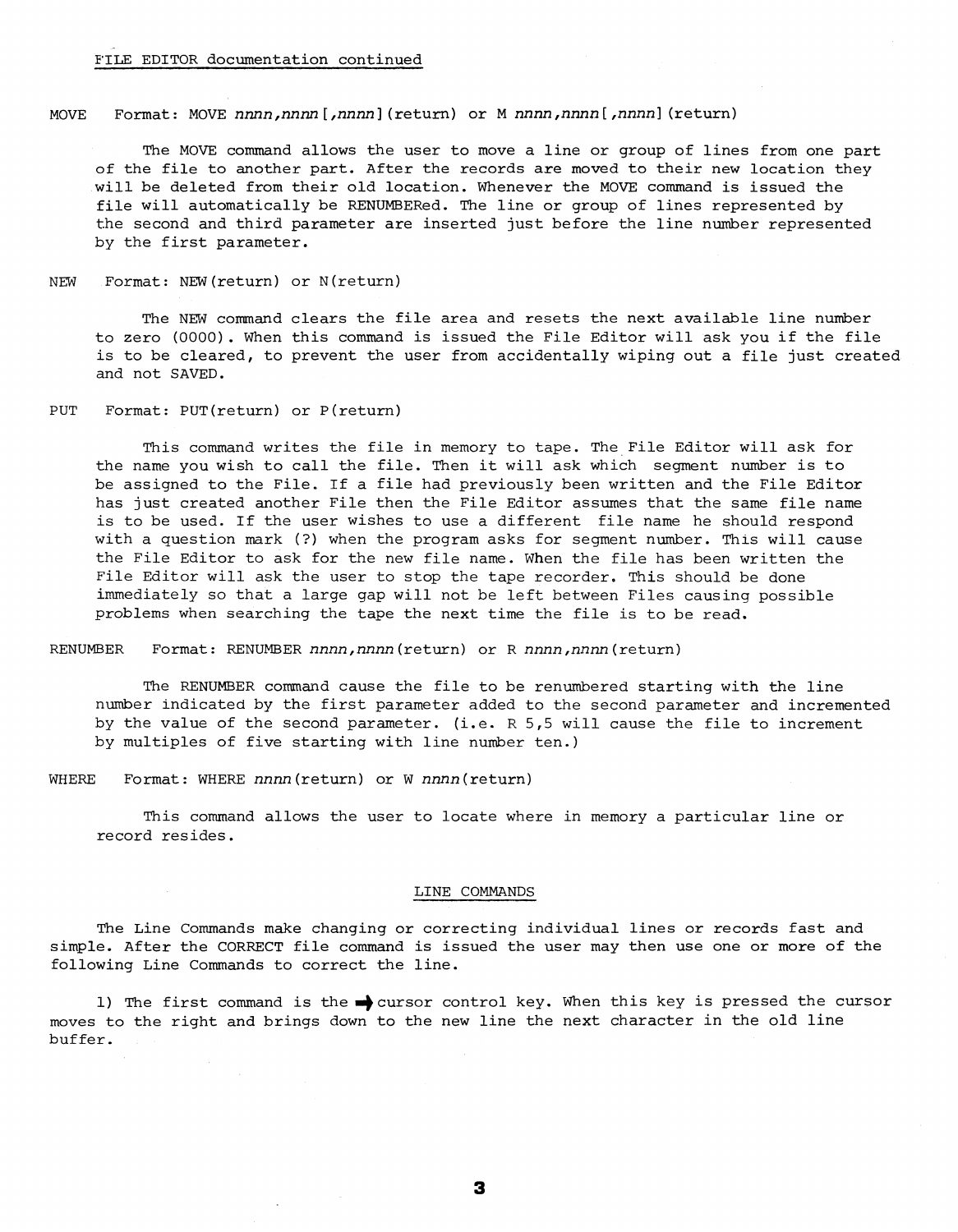FILE EDITOR documentation continued

**MOVE** Format: MOVE *nnnn,nnnn*[*,nnnn*](return) or M *nnnn,nnnn*[*,nnnn*](return)

The MOVE command allows the user to move a line or group of lines from one part of the file to another part. After the records are moved to their new location they will be deleted from their old location. Whenever the MOVE command is issued the file will automatically be RENUMBERed. The line or group of lines represented by the second and third parameter are inserted just before the line number represented by the first parameter.

**NEW** Format: NEW(return) or N(return)

The NEW command clears the file area and resets the next available line number to zero (0000). When this command is issued the File Editor will ask you if the file is to be cleared, to prevent the user from accidentally wiping out a file just created and not SAVED.

**PUT** Format: PUT(return) or P(return)

This command writes the file in memory to tape. The File Editor will ask for the name you wish to call the file. Then it will ask which segment number is to be assigned to the File. If a file had previously been written and the File Editor has just created another File then the File Editor assumes that the same file name is to be used. If the user wishes to use a different file name he should respond with a question mark (?) when the program asks for segment number. This will cause the File Editor to ask for the new file name. When the file has been written the File Editor will ask the user to stop the tape recorder. This should be done immediately so that a large gap will not be left between Files causing possible problems when searching the tape the next time the file is to be read.

**RENUMBER** Format: RENUMBER *nnnn,nnnn*(return) or R *nnnn,nnnn*(return)

The RENUMBER command cause the file to be renumbered starting with the line number indicated by the first parameter added to the second parameter and incremented by the value of the second parameter. (i.e. R 5,5 will cause the file to increment by multiples of five starting with line number ten.)

**WHERE** Format: WHERE *nnnn*(return) or W *nnnn*(return)

This command allows the user to locate where in memory a particular line or record resides.

## LINE COMMANDS

The Line Commands make changing or correcting individual lines or records fast and simple. After the CORRECT file command is issued the user may then use one or more of the following Line Commands to correct the line.

1) The first command is the ➡ cursor control key. When this key is pressed the cursor moves to the right and brings down to the new line the next character in the old line buffer.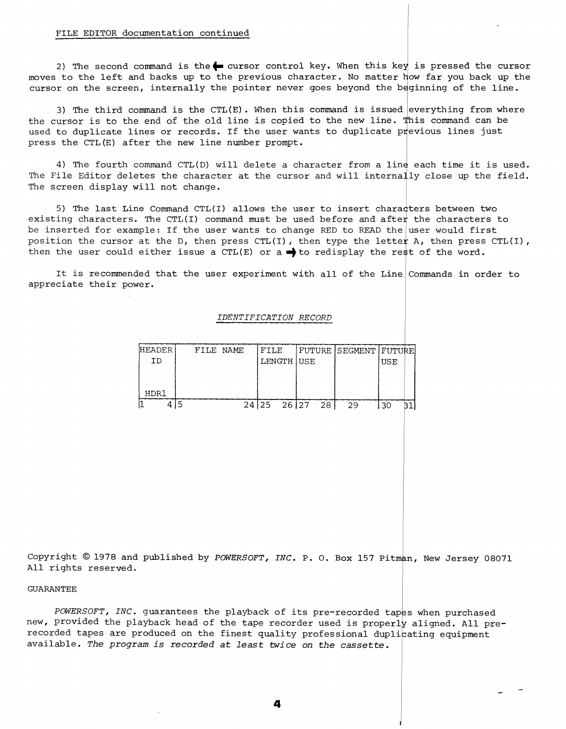FILE EDITOR documentation continued

2) The second command is the ⬅ cursor control key. When this key is pressed the cursor moves to the left and backs up to the previous character. No matter how far you back up the cursor on the screen, internally the pointer never goes beyond the beginning of the line.

3) The third command is the CTL(E). When this command is issued everything from where the cursor is to the end of the old line is copied to the new line. This command can be used to duplicate lines or records. If the user wants to duplicate previous lines just press the CTL(E) after the new line number prompt.

4) The fourth command CTL(D) will delete a character from a line each time it is used. The File Editor deletes the character at the cursor and will internally close up the field. The screen display will not change.

5) The last Line Command CTL(I) allows the user to insert characters between two existing characters. The CTL(I) command must be used before and after the characters to be inserted for example: If the user wants to change RED to READ the user would first position the cursor at the D, then press CTL(I), then type the letter A, then press CTL(I), then the user could either issue a CTL(E) or a ➡ to redisplay the rest of the word.

It is recommended that the user experiment with all of the Line Commands in order to appreciate their power.

*IDENTIFICATION RECORD*

| HEADER ID | FILE NAME | FILE LENGTH | FUTURE USE | SEGMENT | FUTURE USE |
|---|---|---|---|---|---|
| HDR1 | | | | | |
| 1 4 | 5 24 | 25 26 | 27 28 | 29 | 30 31 |

Copyright © 1978 and published by *POWERSOFT, INC.* P. O. Box 157 Pitman, New Jersey 08071
All rights reserved.

GUARANTEE

*POWERSOFT, INC.* guarantees the playback of its pre-recorded tapes when purchased new, provided the playback head of the tape recorder used is properly aligned. All pre-recorded tapes are produced on the finest quality professional duplicating equipment available. *The program is recorded at least twice on the cassette.*